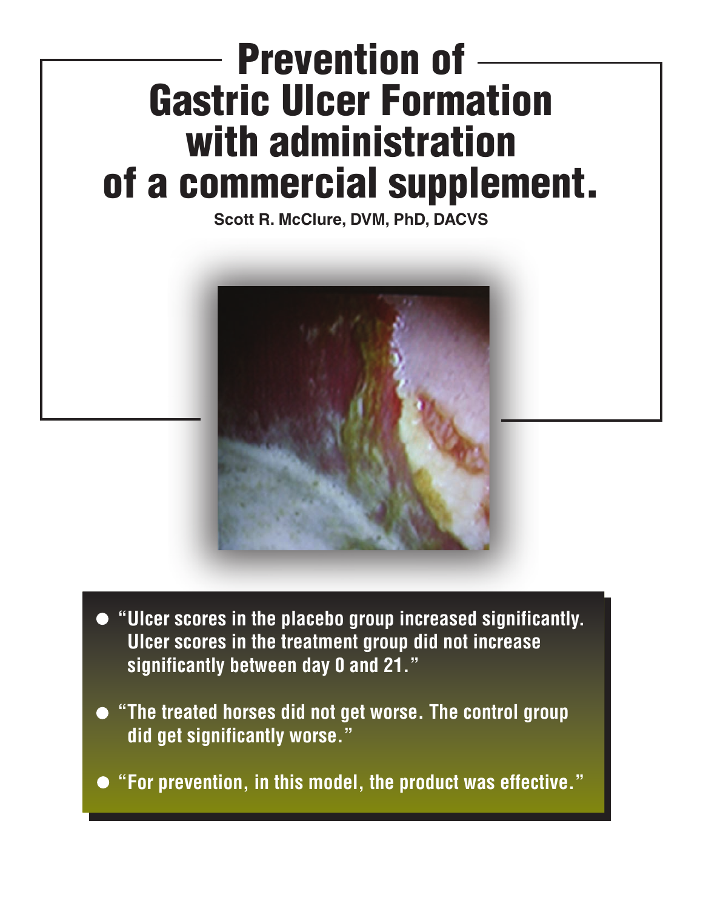# Prevention of Gastric Ulcer Formation with administration of a commercial supplement.

**Scott R. McClure, DVM, PhD, DACVS**

- **"Ulcer scores in the placebo group increased significantly. Ulcer scores in the treatment group did not increase significantly between day 0 and 21."**
- **"The treated horses did not get worse. The control group did get significantly worse."**
- **"For prevention, in this model, the product was effective."**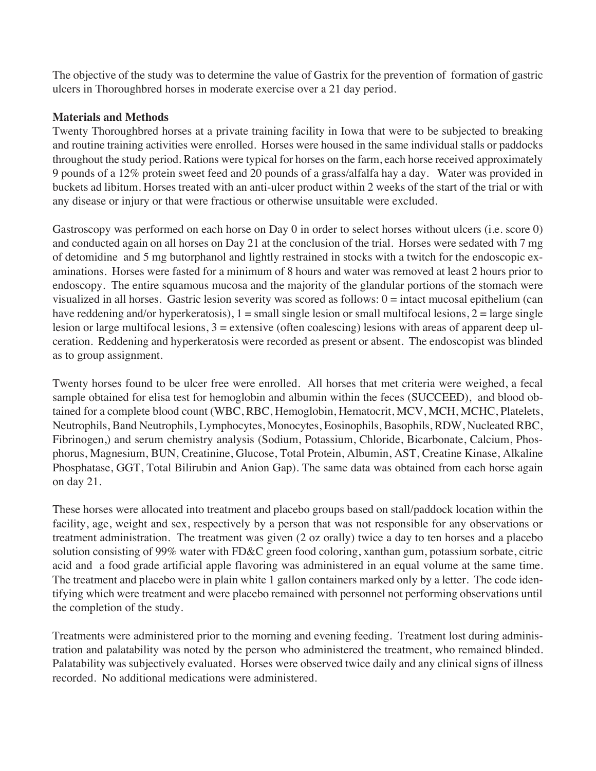The objective of the study was to determine the value of Gastrix for the prevention of formation of gastric ulcers in Thoroughbred horses in moderate exercise over a 21 day period.

**Materials and Methods**

Twenty Thoroughbred horses at a private training facility in Iowa that were to be subjected to breaking and routine training activities were enrolled. Horses were housed in the same individual stalls or paddocks throughout the study period. Rations were typical for horses on the farm, each horse received approximately 9 pounds of a 12% protein sweet feed and 20 pounds of a grass/alfalfa hay a day. Water was provided in buckets ad libitum. Horses treated with an anti-ulcer product within 2 weeks of the start of the trial or with any disease or injury or that were fractious or otherwise unsuitable were excluded.

Gastroscopy was performed on each horse on Day 0 in order to select horses without ulcers (i.e. score 0) and conducted again on all horses on Day 21 at the conclusion of the trial. Horses were sedated with 7 mg of detomidine and 5 mg butorphanol and lightly restrained in stocks with a twitch for the endoscopic examinations. Horses were fasted for a minimum of 8 hours and water was removed at least 2 hours prior to endoscopy. The entire squamous mucosa and the majority of the glandular portions of the stomach were visualized in all horses. Gastric lesion severity was scored as follows: 0 = intact mucosal epithelium (can have reddening and/or hyperkeratosis), 1 = small single lesion or small multifocal lesions, 2 = large single lesion or large multifocal lesions, 3 = extensive (often coalescing) lesions with areas of apparent deep ulceration. Reddening and hyperkeratosis were recorded as present or absent. The endoscopist was blinded as to group assignment.

Twenty horses found to be ulcer free were enrolled. All horses that met criteria were weighed, a fecal sample obtained for elisa test for hemoglobin and albumin within the feces (SUCCEED), and blood obtained for a complete blood count (WBC, RBC, Hemoglobin, Hematocrit, MCV, MCH, MCHC, Platelets, Neutrophils, Band Neutrophils, Lymphocytes, Monocytes, Eosinophils, Basophils, RDW, Nucleated RBC, Fibrinogen,) and serum chemistry analysis (Sodium, Potassium, Chloride, Bicarbonate, Calcium, Phosphorus, Magnesium, BUN, Creatinine, Glucose, Total Protein, Albumin, AST, Creatine Kinase, Alkaline Phosphatase, GGT, Total Bilirubin and Anion Gap). The same data was obtained from each horse again on day 21.

These horses were allocated into treatment and placebo groups based on stall/paddock location within the facility, age, weight and sex, respectively by a person that was not responsible for any observations or treatment administration. The treatment was given (2 oz orally) twice a day to ten horses and a placebo solution consisting of 99% water with FD&C green food coloring, xanthan gum, potassium sorbate, citric acid and a food grade artificial apple flavoring was administered in an equal volume at the same time. The treatment and placebo were in plain white 1 gallon containers marked only by a letter. The code identifying which were treatment and were placebo remained with personnel not performing observations until the completion of the study.

Treatments were administered prior to the morning and evening feeding. Treatment lost during administration and palatability was noted by the person who administered the treatment, who remained blinded. Palatability was subjectively evaluated. Horses were observed twice daily and any clinical signs of illness recorded. No additional medications were administered.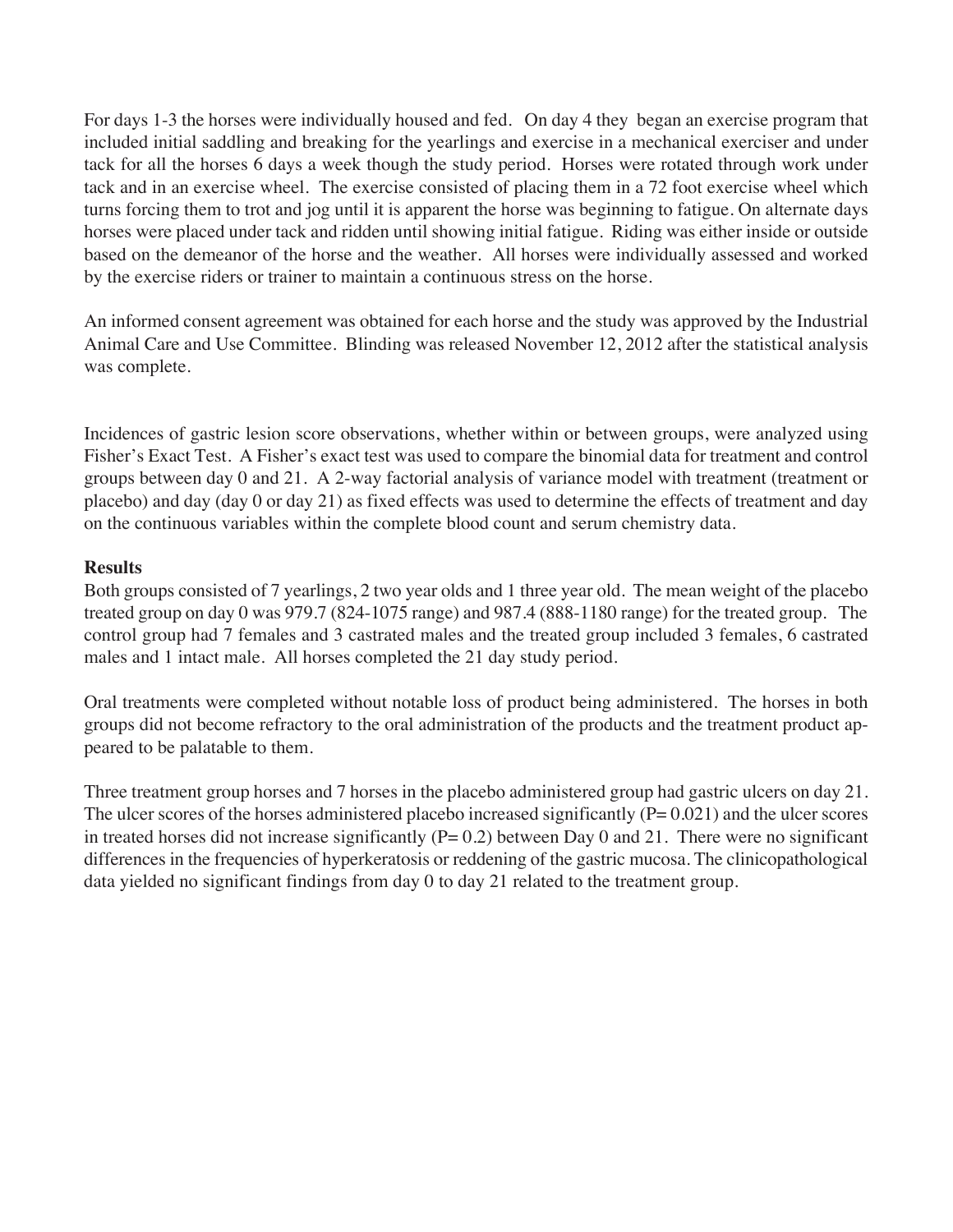For days 1-3 the horses were individually housed and fed. On day 4 they began an exercise program that included initial saddling and breaking for the yearlings and exercise in a mechanical exerciser and under tack for all the horses 6 days a week though the study period. Horses were rotated through work under tack and in an exercise wheel. The exercise consisted of placing them in a 72 foot exercise wheel which turns forcing them to trot and jog until it is apparent the horse was beginning to fatigue. On alternate days horses were placed under tack and ridden until showing initial fatigue. Riding was either inside or outside based on the demeanor of the horse and the weather. All horses were individually assessed and worked by the exercise riders or trainer to maintain a continuous stress on the horse.

An informed consent agreement was obtained for each horse and the study was approved by the Industrial Animal Care and Use Committee. Blinding was released November 12, 2012 after the statistical analysis was complete.

Incidences of gastric lesion score observations, whether within or between groups, were analyzed using Fisher's Exact Test. A Fisher's exact test was used to compare the binomial data for treatment and control groups between day 0 and 21. A 2-way factorial analysis of variance model with treatment (treatment or placebo) and day (day 0 or day 21) as fixed effects was used to determine the effects of treatment and day on the continuous variables within the complete blood count and serum chemistry data.

**Results**

Both groups consisted of 7 yearlings, 2 two year olds and 1 three year old. The mean weight of the placebo treated group on day 0 was 979.7 (824-1075 range) and 987.4 (888-1180 range) for the treated group. The control group had 7 females and 3 castrated males and the treated group included 3 females, 6 castrated males and 1 intact male. All horses completed the 21 day study period.

Oral treatments were completed without notable loss of product being administered. The horses in both groups did not become refractory to the oral administration of the products and the treatment product appeared to be palatable to them.

Three treatment group horses and 7 horses in the placebo administered group had gastric ulcers on day 21. The ulcer scores of the horses administered placebo increased significantly ($P = 0.021$) and the ulcer scores in treated horses did not increase significantly ($P = 0.2$) between Day 0 and 21. There were no significant differences in the frequencies of hyperkeratosis or reddening of the gastric mucosa. The clinicopathological data yielded no significant findings from day 0 to day 21 related to the treatment group.